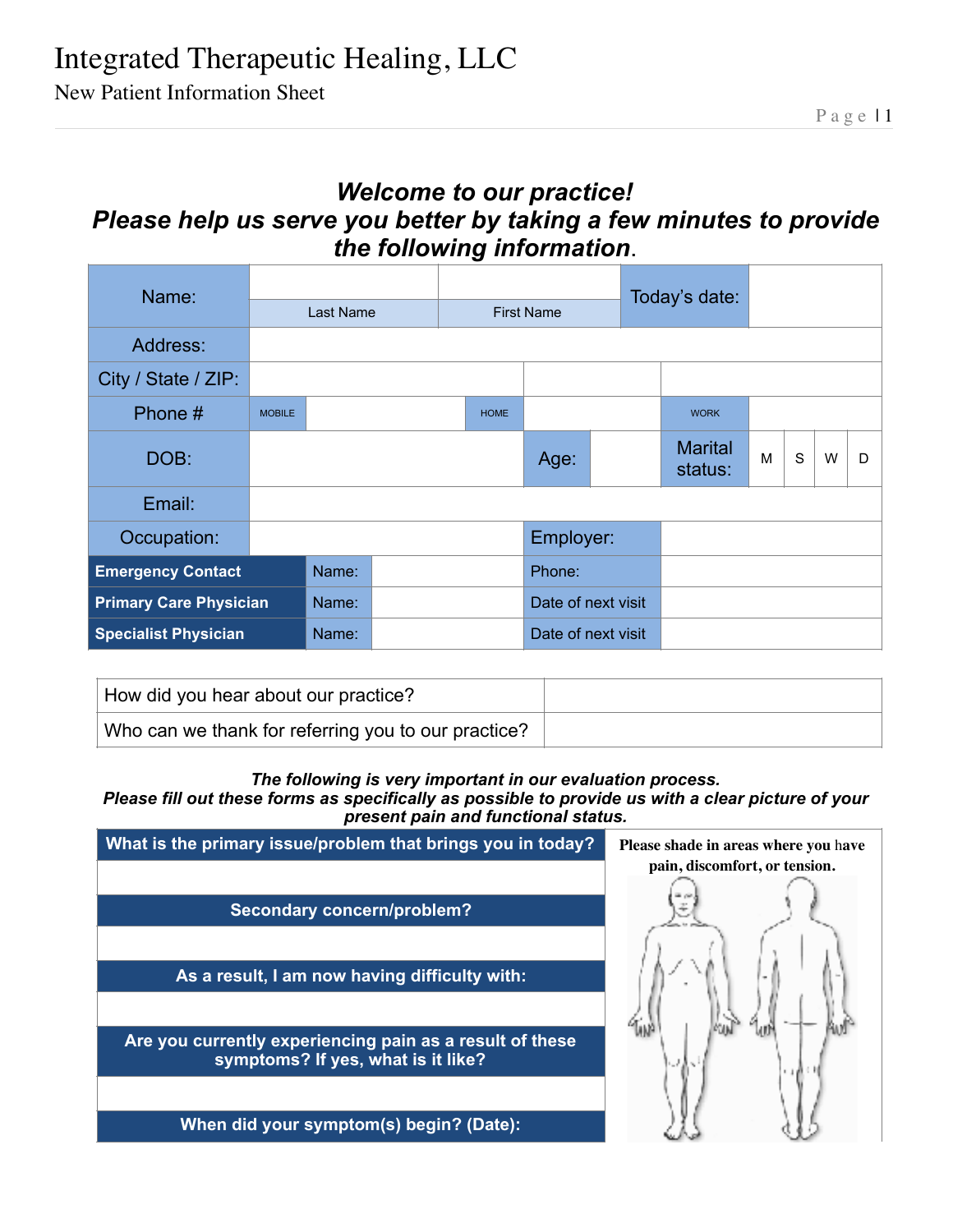# Integrated Therapeutic Healing, LLC

New Patient Information Sheet

***Welcome to our practice!***
***Please help us serve you better by taking a few minutes to provide the following information.***

| | | | | | | | | |
|---|---|---|---|---|---|---|---|---|
| Name: | Last Name | | First Name | | Today's date: | | | |
| Address: | | | | | | | | |
| City / State / ZIP: | | | | | | | | |
| Phone # | MOBILE | | HOME | | WORK | | | |
| DOB: | | | Age: | | Marital status: | M | S | W | D |
| Email: | | | | | | | | |
| Occupation: | | | Employer: | | | | | |
| **Emergency Contact** | Name: | | Phone: | | | | | |
| **Primary Care Physician** | Name: | | Date of next visit | | | | | |
| **Specialist Physician** | Name: | | Date of next visit | | | | | |

| | |
|---|---|
| How did you hear about our practice? | |
| Who can we thank for referring you to our practice? | |

***The following is very important in our evaluation process.***
***Please fill out these forms as specifically as possible to provide us with a clear picture of your present pain and functional status.***

**What is the primary issue/problem that brings you in today?**

**Secondary concern/problem?**

**As a result, I am now having difficulty with:**

**Are you currently experiencing pain as a result of these symptoms? If yes, what is it like?**

**When did your symptom(s) begin? (Date):**

**Please shade in areas where you have pain, discomfort, or tension.**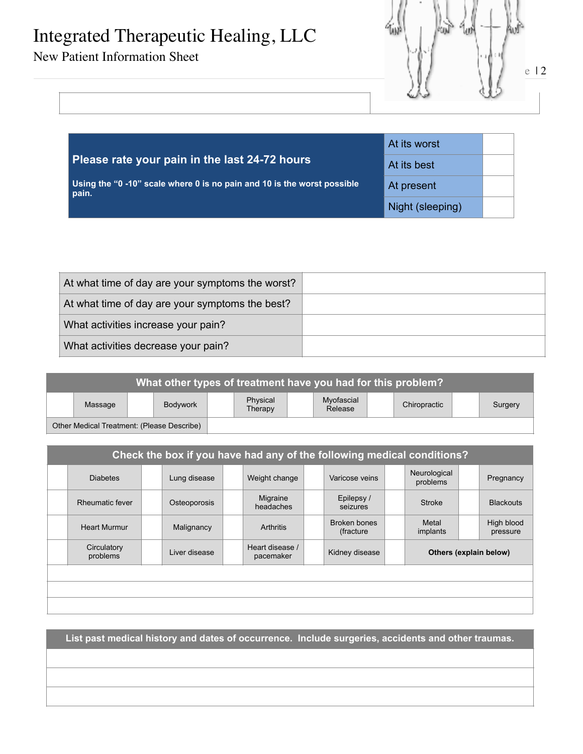# Integrated Therapeutic Healing, LLC

## New Patient Information Sheet

| | |
|---|---|
| **Please rate your pain in the last 24-72 hours**<br><br>**Using the "0 -10" scale where 0 is no pain and 10 is the worst possible pain.** | |

| | |
|---|---|
| At its worst | |
| At its best | |
| At present | |
| Night (sleeping) | |

| | |
|---|---|
| At what time of day are your symptoms the worst? | |
| At what time of day are your symptoms the best? | |
| What activities increase your pain? | |
| What activities decrease your pain? | |

**What other types of treatment have you had for this problem?**

| | | | | | | | | | | | |
|---|---|---|---|---|---|---|---|---|---|---|---|
| | Massage | | Bodywork | | Physical Therapy | | Myofascial Release | | Chiropractic | | Surgery |
| Other Medical Treatment: (Please Describe) | | | | | | | | | | | |

**Check the box if you have had any of the following medical conditions?**

| | | | | | | | | | | | |
|---|---|---|---|---|---|---|---|---|---|---|---|
| | Diabetes | | Lung disease | | Weight change | | Varicose veins | | Neurological problems | | Pregnancy |
| | Rheumatic fever | | Osteoporosis | | Migraine headaches | | Epilepsy / seizures | | Stroke | | Blackouts |
| | Heart Murmur | | Malignancy | | Arthritis | | Broken bones (fracture | | Metal implants | | High blood pressure |
| | Circulatory problems | | Liver disease | | Heart disease / pacemaker | | Kidney disease | | **Others (explain below)** | | |
| | | | | | | | | | | | |
| | | | | | | | | | | | |
| | | | | | | | | | | | |

**List past medical history and dates of occurrence. Include surgeries, accidents and other traumas.**

| |
|---|
| |
| |
| |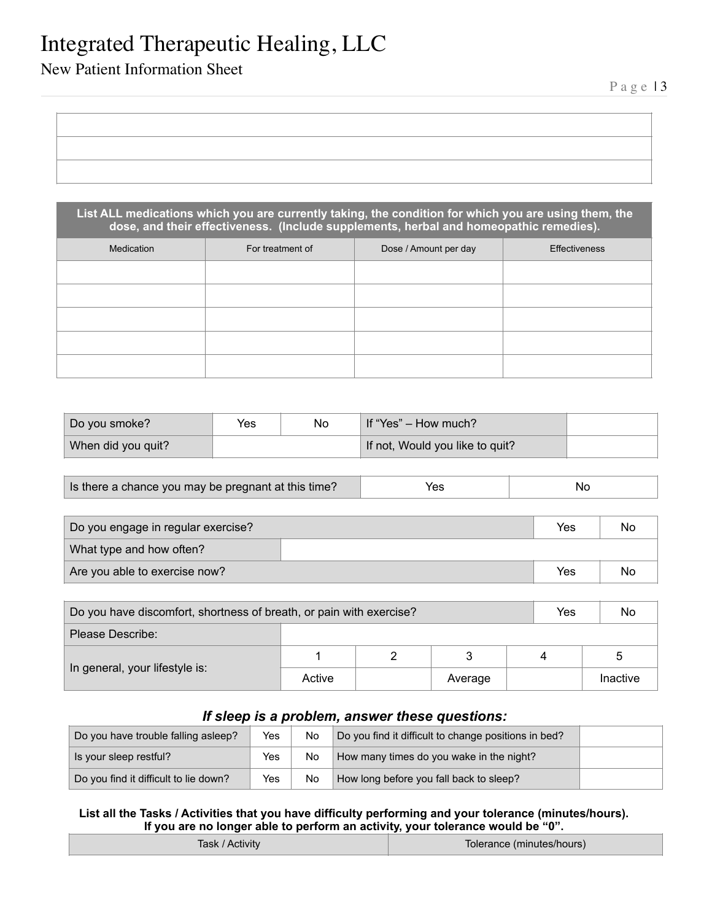# Integrated Therapeutic Healing, LLC

## New Patient Information Sheet

| |
|---|
| |
| |
| |

**List ALL medications which you are currently taking, the condition for which you are using them, the dose, and their effectiveness. (Include supplements, herbal and homeopathic remedies).**

| Medication | For treatment of | Dose / Amount per day | Effectiveness |
|---|---|---|---|
| | | | |
| | | | |
| | | | |
| | | | |
| | | | |

| | | | | |
|---|---|---|---|---|
| Do you smoke? | Yes | No | If "Yes" – How much? | |
| When did you quit? | | | If not, Would you like to quit? | |

| | | |
|---|---|---|
| Is there a chance you may be pregnant at this time? | Yes | No |

| | | |
|---|---|---|
| Do you engage in regular exercise? | Yes | No |
| What type and how often? | | |
| Are you able to exercise now? | Yes | No |

| | | | | | |
|---|---|---|---|---|---|
| Do you have discomfort, shortness of breath, or pain with exercise? | | | | Yes | No |
| Please Describe: | | | | | |
| In general, your lifestyle is: | 1 | 2 | 3 | 4 | 5 |
| | Active | | Average | | Inactive |

### *If sleep is a problem, answer these questions:*

| | | | | |
|---|---|---|---|---|
| Do you have trouble falling asleep? | Yes | No | Do you find it difficult to change positions in bed? | |
| Is your sleep restful? | Yes | No | How many times do you wake in the night? | |
| Do you find it difficult to lie down? | Yes | No | How long before you fall back to sleep? | |

**List all the Tasks / Activities that you have difficulty performing and your tolerance (minutes/hours). If you are no longer able to perform an activity, your tolerance would be "0".**

| Task / Activity | Tolerance (minutes/hours) |
|---|---|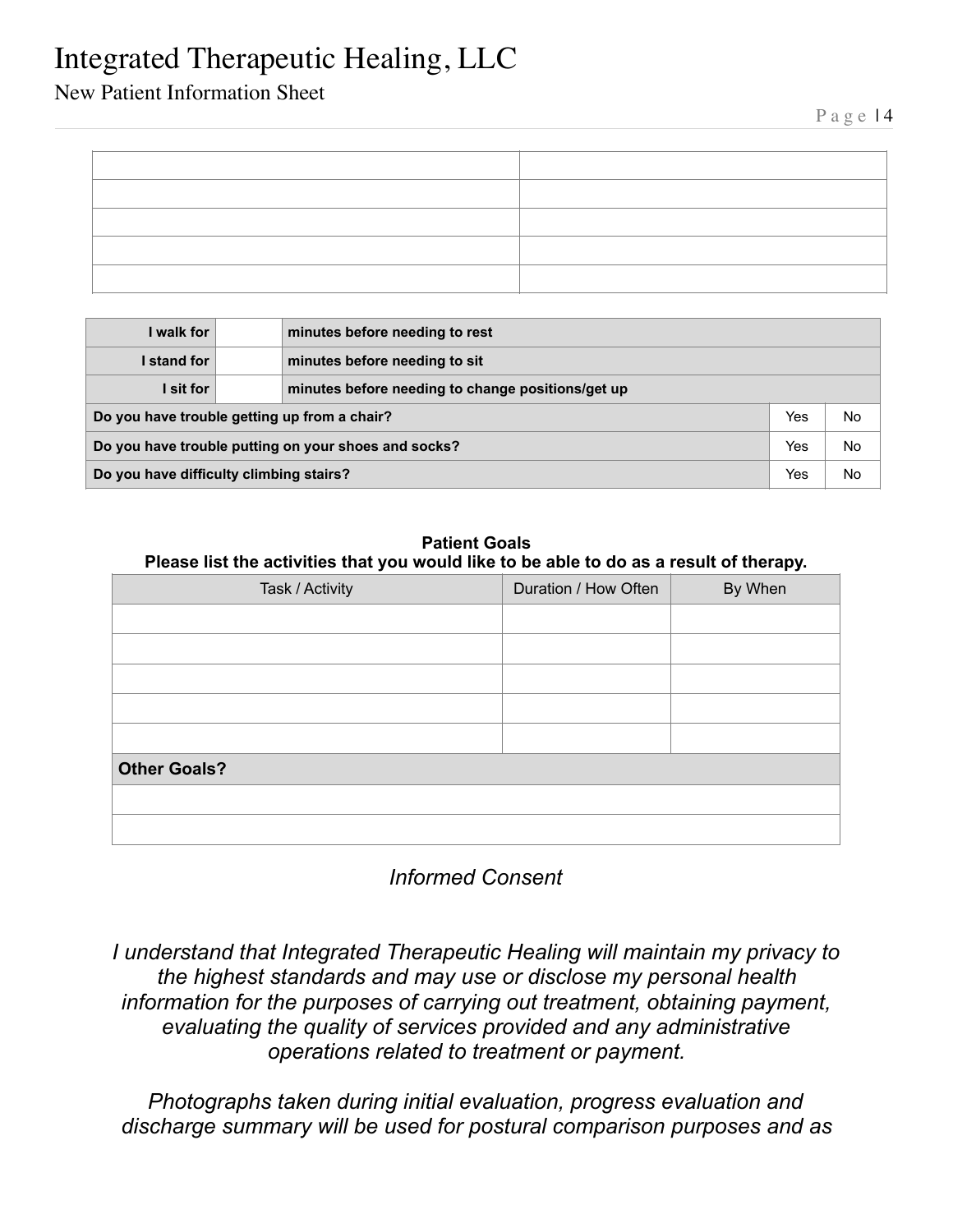| | |
|---|---|
| | |
| | |
| | |
| | |
| | |

| | | |
|---|---|---|
| **I walk for** | | **minutes before needing to rest** |
| **I stand for** | | **minutes before needing to sit** |
| **I sit for** | | **minutes before needing to change positions/get up** |

| | | |
|---|---|---|
| **Do you have trouble getting up from a chair?** | Yes | No |
| **Do you have trouble putting on your shoes and socks?** | Yes | No |
| **Do you have difficulty climbing stairs?** | Yes | No |

**Patient Goals**
**Please list the activities that you would like to be able to do as a result of therapy.**

| Task / Activity | Duration / How Often | By When |
|---|---|---|
| | | |
| | | |
| | | |
| | | |
| | | |
| **Other Goals?** | | |
| | | |
| | | |

*Informed Consent*

*I understand that Integrated Therapeutic Healing will maintain my privacy to the highest standards and may use or disclose my personal health information for the purposes of carrying out treatment, obtaining payment, evaluating the quality of services provided and any administrative operations related to treatment or payment.*

*Photographs taken during initial evaluation, progress evaluation and discharge summary will be used for postural comparison purposes and as*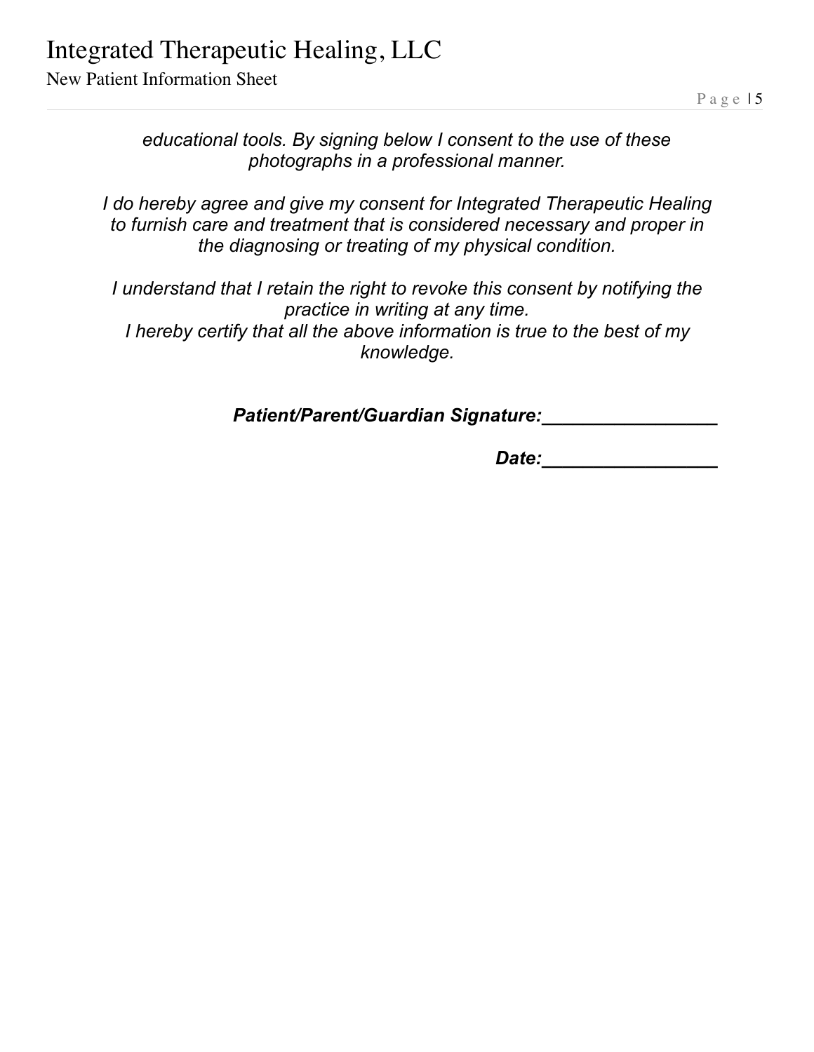*educational tools. By signing below I consent to the use of these photographs in a professional manner.*

*I do hereby agree and give my consent for Integrated Therapeutic Healing to furnish care and treatment that is considered necessary and proper in the diagnosing or treating of my physical condition.*

*I understand that I retain the right to revoke this consent by notifying the practice in writing at any time.*
*I hereby certify that all the above information is true to the best of my knowledge.*

***Patient/Parent/Guardian Signature:_________________***

***Date:_________________***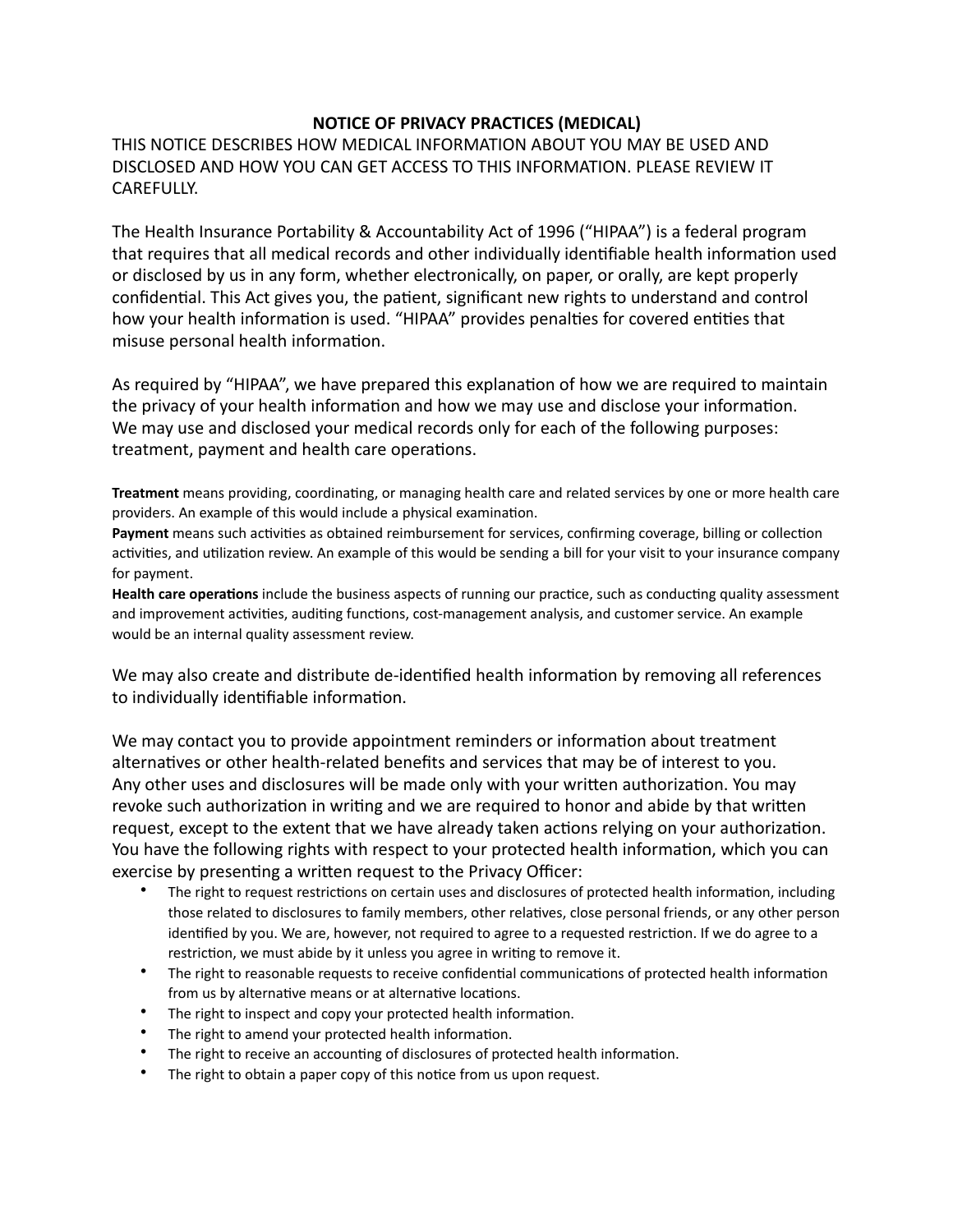# NOTICE OF PRIVACY PRACTICES (MEDICAL)

THIS NOTICE DESCRIBES HOW MEDICAL INFORMATION ABOUT YOU MAY BE USED AND DISCLOSED AND HOW YOU CAN GET ACCESS TO THIS INFORMATION. PLEASE REVIEW IT CAREFULLY.

The Health Insurance Portability & Accountability Act of 1996 ("HIPAA") is a federal program that requires that all medical records and other individually identifiable health information used or disclosed by us in any form, whether electronically, on paper, or orally, are kept properly confidential. This Act gives you, the patient, significant new rights to understand and control how your health information is used. "HIPAA" provides penalties for covered entities that misuse personal health information.

As required by "HIPAA", we have prepared this explanation of how we are required to maintain the privacy of your health information and how we may use and disclose your information. We may use and disclosed your medical records only for each of the following purposes: treatment, payment and health care operations.

**Treatment** means providing, coordinating, or managing health care and related services by one or more health care providers. An example of this would include a physical examination.
**Payment** means such activities as obtained reimbursement for services, confirming coverage, billing or collection activities, and utilization review. An example of this would be sending a bill for your visit to your insurance company for payment.
**Health care operations** include the business aspects of running our practice, such as conducting quality assessment and improvement activities, auditing functions, cost-management analysis, and customer service. An example would be an internal quality assessment review.

We may also create and distribute de-identified health information by removing all references to individually identifiable information.

We may contact you to provide appointment reminders or information about treatment alternatives or other health-related benefits and services that may be of interest to you.
Any other uses and disclosures will be made only with your written authorization. You may revoke such authorization in writing and we are required to honor and abide by that written request, except to the extent that we have already taken actions relying on your authorization.
You have the following rights with respect to your protected health information, which you can exercise by presenting a written request to the Privacy Officer:

- The right to request restrictions on certain uses and disclosures of protected health information, including those related to disclosures to family members, other relatives, close personal friends, or any other person identified by you. We are, however, not required to agree to a requested restriction. If we do agree to a restriction, we must abide by it unless you agree in writing to remove it.
- The right to reasonable requests to receive confidential communications of protected health information from us by alternative means or at alternative locations.
- The right to inspect and copy your protected health information.
- The right to amend your protected health information.
- The right to receive an accounting of disclosures of protected health information.
- The right to obtain a paper copy of this notice from us upon request.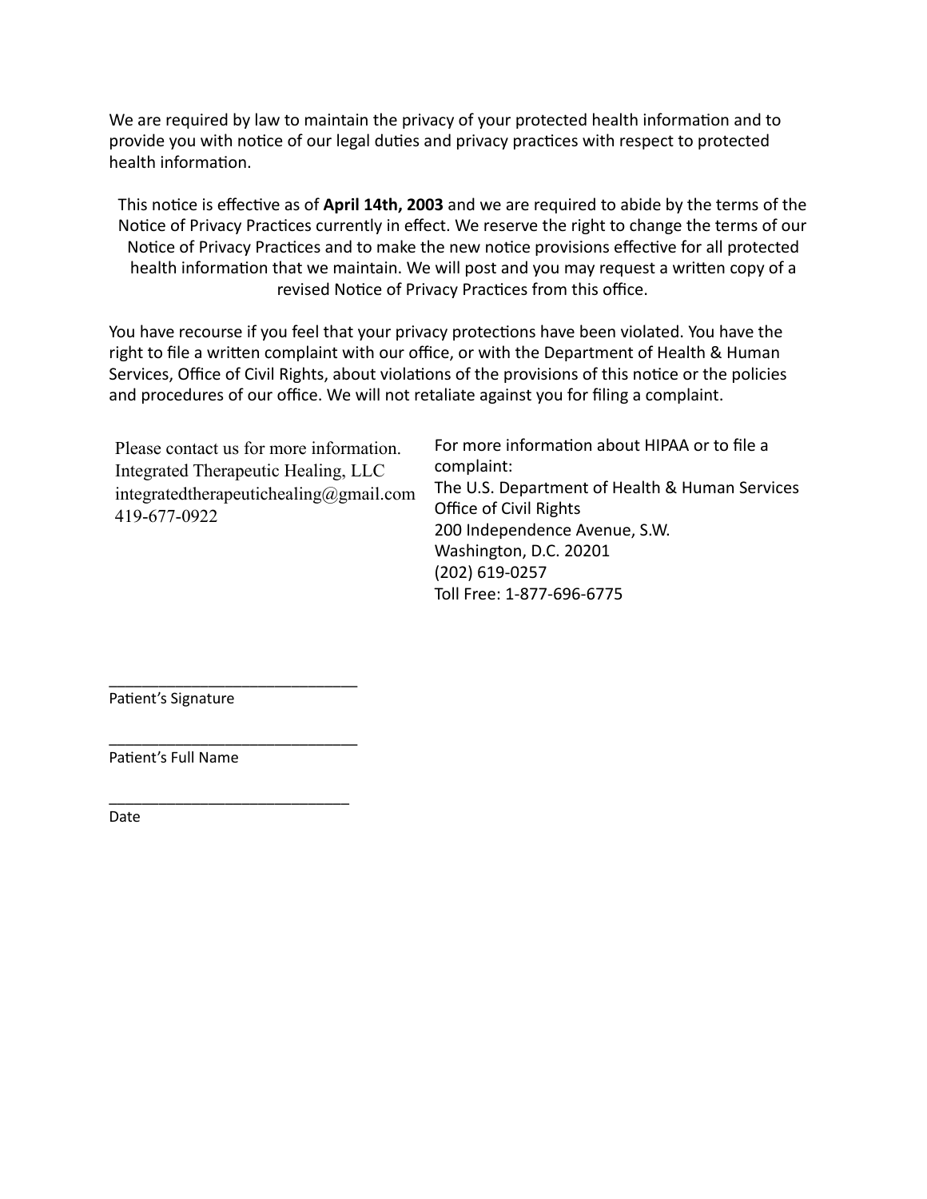We are required by law to maintain the privacy of your protected health information and to provide you with notice of our legal duties and privacy practices with respect to protected health information.

This notice is effective as of **April 14th, 2003** and we are required to abide by the terms of the Notice of Privacy Practices currently in effect. We reserve the right to change the terms of our Notice of Privacy Practices and to make the new notice provisions effective for all protected health information that we maintain. We will post and you may request a written copy of a revised Notice of Privacy Practices from this office.

You have recourse if you feel that your privacy protections have been violated. You have the right to file a written complaint with our office, or with the Department of Health & Human Services, Office of Civil Rights, about violations of the provisions of this notice or the policies and procedures of our office. We will not retaliate against you for filing a complaint.

Please contact us for more information.
Integrated Therapeutic Healing, LLC
integratedtherapeutichealing@gmail.com
419-677-0922

For more information about HIPAA or to file a complaint:
The U.S. Department of Health & Human Services
Office of Civil Rights
200 Independence Avenue, S.W.
Washington, D.C. 20201
(202) 619-0257
Toll Free: 1-877-696-6775

_____________________________
Patient's Signature

_____________________________
Patient's Full Name

_____________________________
Date